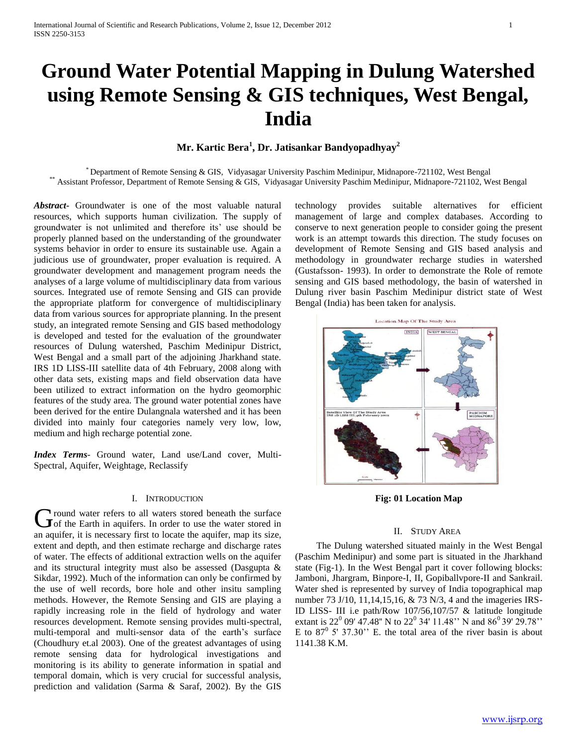# Ground Water Potential Mapping in Dulung Watershed using Remote Sensing & GIS techniques, West Bengal, India

**Mr. Kartic Bera[1], Dr. Jatisankar Bandyopadhyay[2]**

[*] Department of Remote Sensing & GIS, Vidyasagar University Paschim Medinipur, Midnapore-721102, West Bengal
[**] Assistant Professor, Department of Remote Sensing & GIS, Vidyasagar University Paschim Medinipur, Midnapore-721102, West Bengal

***Abstract*-** Groundwater is one of the most valuable natural resources, which supports human civilization. The supply of groundwater is not unlimited and therefore its' use should be properly planned based on the understanding of the groundwater systems behavior in order to ensure its sustainable use. Again a judicious use of groundwater, proper evaluation is required. A groundwater development and management program needs the analyses of a large volume of multidisciplinary data from various sources. Integrated use of remote Sensing and GIS can provide the appropriate platform for convergence of multidisciplinary data from various sources for appropriate planning. In the present study, an integrated remote Sensing and GIS based methodology is developed and tested for the evaluation of the groundwater resources of Dulung watershed, Paschim Medinipur District, West Bengal and a small part of the adjoining Jharkhand state. IRS 1D LISS-III satellite data of 4th February, 2008 along with other data sets, existing maps and field observation data have been utilized to extract information on the hydro geomorphic features of the study area. The ground water potential zones have been derived for the entire Dulangnala watershed and it has been divided into mainly four categories namely very low, low, medium and high recharge potential zone.

***Index Terms*-** Ground water, Land use/Land cover, Multi-Spectral, Aquifer, Weightage, Reclassify

## I. Introduction

Ground water refers to all waters stored beneath the surface of the Earth in aquifers. In order to use the water stored in an aquifer, it is necessary first to locate the aquifer, map its size, extent and depth, and then estimate recharge and discharge rates of water. The effects of additional extraction wells on the aquifer and its structural integrity must also be assessed (Dasgupta & Sikdar, 1992). Much of the information can only be confirmed by the use of well records, bore hole and other insitu sampling methods. However, the Remote Sensing and GIS are playing a rapidly increasing role in the field of hydrology and water resources development. Remote sensing provides multi-spectral, multi-temporal and multi-sensor data of the earth's surface (Choudhury et.al 2003). One of the greatest advantages of using remote sensing data for hydrological investigations and monitoring is its ability to generate information in spatial and temporal domain, which is very crucial for successful analysis, prediction and validation (Sarma & Saraf, 2002). By the GIS technology provides suitable alternatives for efficient management of large and complex databases. According to conserve to next generation people to consider going the present work is an attempt towards this direction. The study focuses on development of Remote Sensing and GIS based analysis and methodology in groundwater recharge studies in watershed (Gustafsson- 1993). In order to demonstrate the Role of remote sensing and GIS based methodology, the basin of watershed in Dulung river basin Paschim Medinipur district state of West Bengal (India) has been taken for analysis.

**Fig: 01 Location Map**

## II. Study Area

The Dulung watershed situated mainly in the West Bengal (Paschim Medinipur) and some part is situated in the Jharkhand state (Fig-1). In the West Bengal part it cover following blocks: Jamboni, Jhargram, Binpore-I, II, Gopiballvpore-II and Sankrail. Water shed is represented by survey of India topographical map number 73 J/10, 11,14,15,16, & 73 N/3, 4 and the imageries IRS-ID LISS- III i.e path/Row 107/56,107/57 & latitude longitude extant is $22^0$ 09' 47.48" N to $22^0$ 34' 11.48'' N and $86^0$ 39' 29.78'' E to $87^0$ 5' 37.30'' E. the total area of the river basin is about 1141.38 K.M.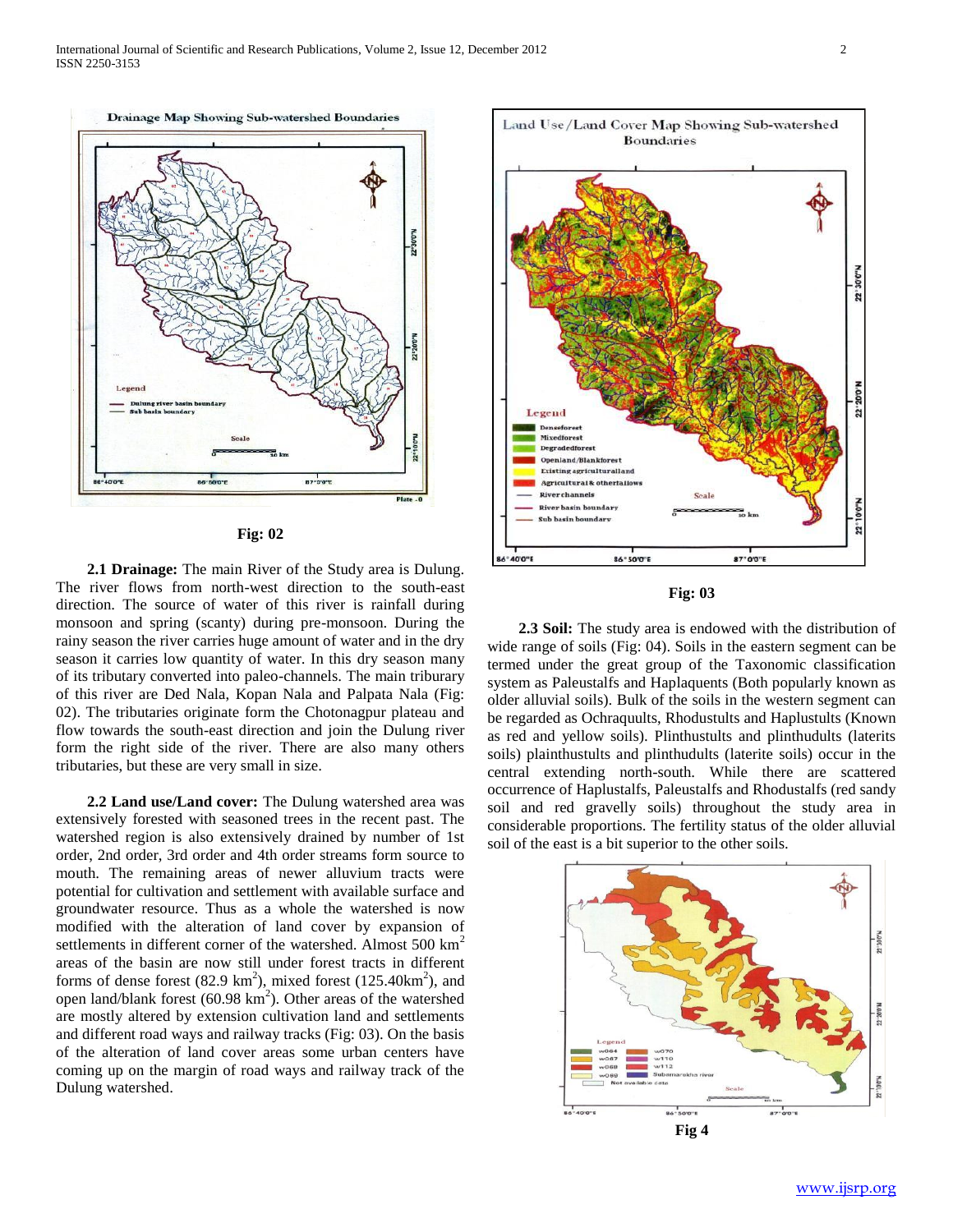Fig: 02

**2.1 Drainage:** The main River of the Study area is Dulung. The river flows from north-west direction to the south-east direction. The source of water of this river is rainfall during monsoon and spring (scanty) during pre-monsoon. During the rainy season the river carries huge amount of water and in the dry season it carries low quantity of water. In this dry season many of its tributary converted into paleo-channels. The main triburary of this river are Ded Nala, Kopan Nala and Palpata Nala (Fig: 02). The tributaries originate form the Chotonagpur plateau and flow towards the south-east direction and join the Dulung river form the right side of the river. There are also many others tributaries, but these are very small in size.

**2.2 Land use/Land cover:** The Dulung watershed area was extensively forested with seasoned trees in the recent past. The watershed region is also extensively drained by number of 1st order, 2nd order, 3rd order and 4th order streams form source to mouth. The remaining areas of newer alluvium tracts were potential for cultivation and settlement with available surface and groundwater resource. Thus as a whole the watershed is now modified with the alteration of land cover by expansion of settlements in different corner of the watershed. Almost 500 km$^2$ areas of the basin are now still under forest tracts in different forms of dense forest (82.9 km$^2$), mixed forest (125.40km$^2$), and open land/blank forest (60.98 km$^2$). Other areas of the watershed are mostly altered by extension cultivation land and settlements and different road ways and railway tracks (Fig: 03). On the basis of the alteration of land cover areas some urban centers have coming up on the margin of road ways and railway track of the Dulung watershed.

Fig: 03

**2.3 Soil:** The study area is endowed with the distribution of wide range of soils (Fig: 04). Soils in the eastern segment can be termed under the great group of the Taxonomic classification system as Paleustalfs and Haplaquents (Both popularly known as older alluvial soils). Bulk of the soils in the western segment can be regarded as Ochraquults, Rhodustults and Haplustults (Known as red and yellow soils). Plinthustults and plinthudults (laterits soils) plainthustults and plinthudults (laterite soils) occur in the central extending north-south. While there are scattered occurrence of Haplustalfs, Paleustalfs and Rhodustalfs (red sandy soil and red gravelly soils) throughout the study area in considerable proportions. The fertility status of the older alluvial soil of the east is a bit superior to the other soils.

Fig 4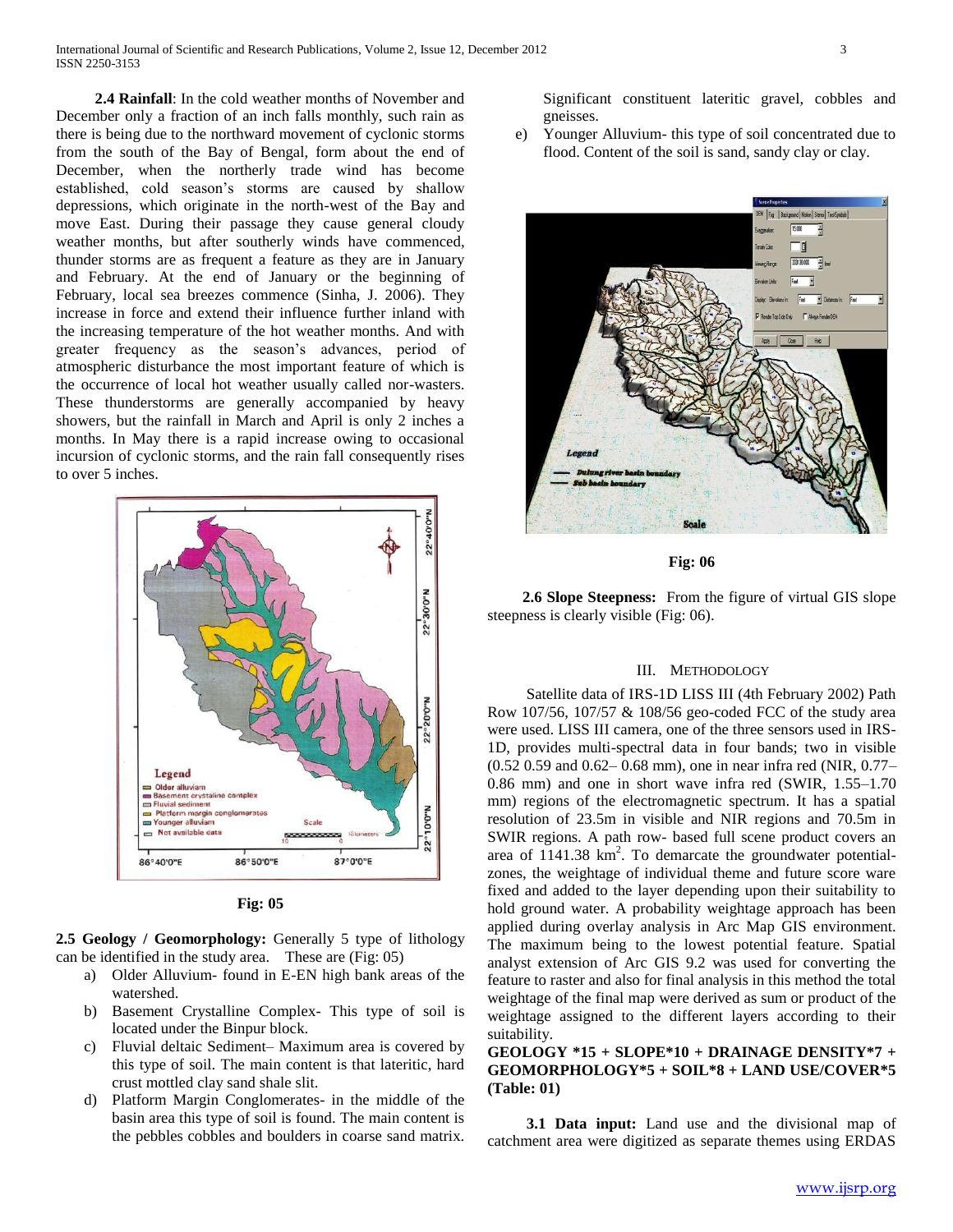**2.4 Rainfall**: In the cold weather months of November and December only a fraction of an inch falls monthly, such rain as there is being due to the northward movement of cyclonic storms from the south of the Bay of Bengal, form about the end of December, when the northerly trade wind has become established, cold season's storms are caused by shallow depressions, which originate in the north-west of the Bay and move East. During their passage they cause general cloudy weather months, but after southerly winds have commenced, thunder storms are as frequent a feature as they are in January and February. At the end of January or the beginning of February, local sea breezes commence (Sinha, J. 2006). They increase in force and extend their influence further inland with the increasing temperature of the hot weather months. And with greater frequency as the season's advances, period of atmospheric disturbance the most important feature of which is the occurrence of local hot weather usually called nor-wasters. These thunderstorms are generally accompanied by heavy showers, but the rainfall in March and April is only 2 inches a months. In May there is a rapid increase owing to occasional incursion of cyclonic storms, and the rain fall consequently rises to over 5 inches.

**Fig: 05**

**2.5 Geology / Geomorphology:** Generally 5 type of lithology can be identified in the study area. These are (Fig: 05)

a) Older Alluvium- found in E-EN high bank areas of the watershed.
b) Basement Crystalline Complex- This type of soil is located under the Binpur block.
c) Fluvial deltaic Sediment– Maximum area is covered by this type of soil. The main content is that lateritic, hard crust mottled clay sand shale slit.
d) Platform Margin Conglomerates- in the middle of the basin area this type of soil is found. The main content is the pebbles cobbles and boulders in coarse sand matrix. Significant constituent lateritic gravel, cobbles and gneisses.
e) Younger Alluvium- this type of soil concentrated due to flood. Content of the soil is sand, sandy clay or clay.

**Fig: 06**

**2.6 Slope Steepness:** From the figure of virtual GIS slope steepness is clearly visible (Fig: 06).

## III. Methodology

Satellite data of IRS-1D LISS III (4th February 2002) Path Row 107/56, 107/57 & 108/56 geo-coded FCC of the study area were used. LISS III camera, one of the three sensors used in IRS-1D, provides multi-spectral data in four bands; two in visible (0.52 0.59 and 0.62– 0.68 mm), one in near infra red (NIR, 0.77–0.86 mm) and one in short wave infra red (SWIR, 1.55–1.70 mm) regions of the electromagnetic spectrum. It has a spatial resolution of 23.5m in visible and NIR regions and 70.5m in SWIR regions. A path row- based full scene product covers an area of 1141.38 $km^2$. To demarcate the groundwater potential-zones, the weightage of individual theme and future score ware fixed and added to the layer depending upon their suitability to hold ground water. A probability weightage approach has been applied during overlay analysis in Arc Map GIS environment. The maximum being to the lowest potential feature. Spatial analyst extension of Arc GIS 9.2 was used for converting the feature to raster and also for final analysis in this method the total weightage of the final map were derived as sum or product of the weightage assigned to the different layers according to their suitability.

**GEOLOGY *15 + SLOPE*10 + DRAINAGE DENSITY*7 + GEOMORPHOLOGY*5 + SOIL*8 + LAND USE/COVER*5 (Table: 01)**

**3.1 Data input:** Land use and the divisional map of catchment area were digitized as separate themes using ERDAS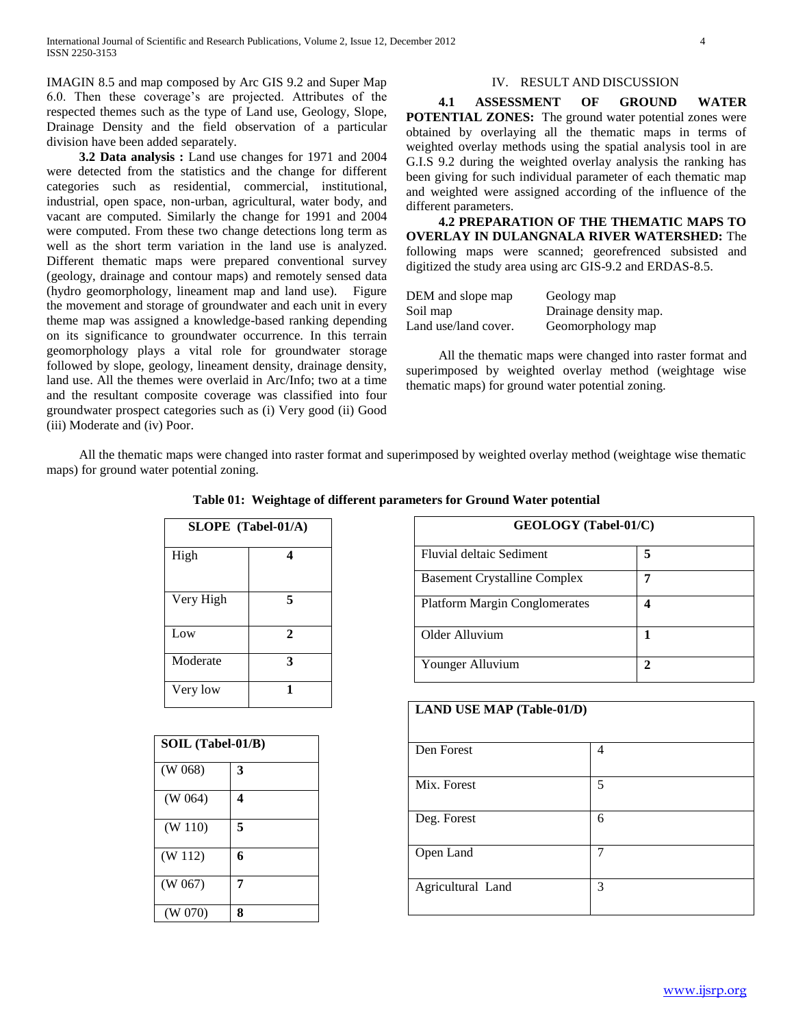IMAGIN 8.5 and map composed by Arc GIS 9.2 and Super Map 6.0. Then these coverage's are projected. Attributes of the respected themes such as the type of Land use, Geology, Slope, Drainage Density and the field observation of a particular division have been added separately.

**3.2 Data analysis :** Land use changes for 1971 and 2004 were detected from the statistics and the change for different categories such as residential, commercial, institutional, industrial, open space, non-urban, agricultural, water body, and vacant are computed. Similarly the change for 1991 and 2004 were computed. From these two change detections long term as well as the short term variation in the land use is analyzed. Different thematic maps were prepared conventional survey (geology, drainage and contour maps) and remotely sensed data (hydro geomorphology, lineament map and land use). Figure the movement and storage of groundwater and each unit in every theme map was assigned a knowledge-based ranking depending on its significance to groundwater occurrence. In this terrain geomorphology plays a vital role for groundwater storage followed by slope, geology, lineament density, drainage density, land use. All the themes were overlaid in Arc/Info; two at a time and the resultant composite coverage was classified into four groundwater prospect categories such as (i) Very good (ii) Good (iii) Moderate and (iv) Poor.

## IV. RESULT AND DISCUSSION

**4.1 ASSESSMENT OF GROUND WATER POTENTIAL ZONES:** The ground water potential zones were obtained by overlaying all the thematic maps in terms of weighted overlay methods using the spatial analysis tool in are G.I.S 9.2 during the weighted overlay analysis the ranking has been giving for such individual parameter of each thematic map and weighted were assigned according of the influence of the different parameters.

**4.2 PREPARATION OF THE THEMATIC MAPS TO OVERLAY IN DULANGNALA RIVER WATERSHED:** The following maps were scanned; georefrenced subsisted and digitized the study area using arc GIS-9.2 and ERDAS-8.5.

| | |
|---|---|
| DEM and slope map | Geology map |
| Soil map | Drainage density map. |
| Land use/land cover. | Geomorphology map |

All the thematic maps were changed into raster format and superimposed by weighted overlay method (weightage wise thematic maps) for ground water potential zoning.

All the thematic maps were changed into raster format and superimposed by weighted overlay method (weightage wise thematic maps) for ground water potential zoning.

**Table 01: Weightage of different parameters for Ground Water potential**

| SLOPE (Tabel-01/A) | |
|---|---|
| High | **4** |
| Very High | **5** |
| Low | **2** |
| Moderate | **3** |
| Very low | **1** |

| SOIL (Tabel-01/B) | |
|---|---|
| (W 068) | **3** |
| (W 064) | **4** |
| (W 110) | **5** |
| (W 112) | **6** |
| (W 067) | **7** |
| (W 070) | **8** |

| GEOLOGY (Tabel-01/C) | |
|---|---|
| Fluvial deltaic Sediment | **5** |
| Basement Crystalline Complex | **7** |
| Platform Margin Conglomerates | **4** |
| Older Alluvium | **1** |
| Younger Alluvium | **2** |

| LAND USE MAP (Table-01/D) | |
|---|---|
| Den Forest | 4 |
| Mix. Forest | 5 |
| Deg. Forest | 6 |
| Open Land | 7 |
| Agricultural Land | 3 |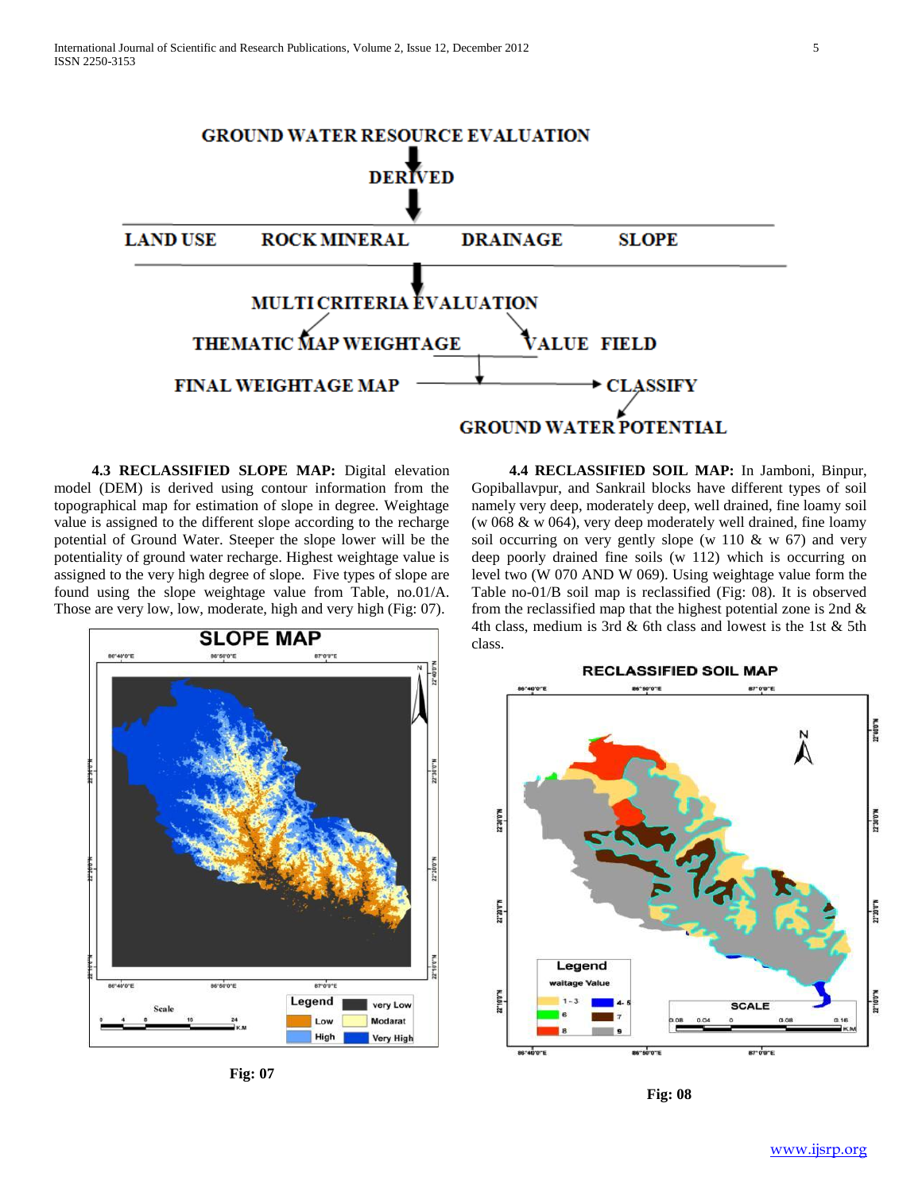GROUND WATER RESOURCE EVALUATION

DERIVED

LAND USE ROCK MINERAL DRAINAGE SLOPE

MULTI CRITERIA EVALUATION

THEMATIC MAP WEIGHTAGE VALUE FIELD

FINAL WEIGHTAGE MAP → CLASSIFY

GROUND WATER POTENTIAL

**4.3 RECLASSIFIED SLOPE MAP:** Digital elevation model (DEM) is derived using contour information from the topographical map for estimation of slope in degree. Weightage value is assigned to the different slope according to the recharge potential of Ground Water. Steeper the slope lower will be the potentiality of ground water recharge. Highest weightage value is assigned to the very high degree of slope. Five types of slope are found using the slope weightage value from Table, no.01/A. Those are very low, low, moderate, high and very high (Fig: 07).

Fig: 07

**4.4 RECLASSIFIED SOIL MAP:** In Jamboni, Binpur, Gopiballavpur, and Sankrail blocks have different types of soil namely very deep, moderately deep, well drained, fine loamy soil (w 068 & w 064), very deep moderately well drained, fine loamy soil occurring on very gently slope (w 110 & w 67) and very deep poorly drained fine soils (w 112) which is occurring on level two (W 070 AND W 069). Using weightage value form the Table no-01/B soil map is reclassified (Fig: 08). It is observed from the reclassified map that the highest potential zone is 2nd & 4th class, medium is 3rd & 6th class and lowest is the 1st & 5th class.

Fig: 08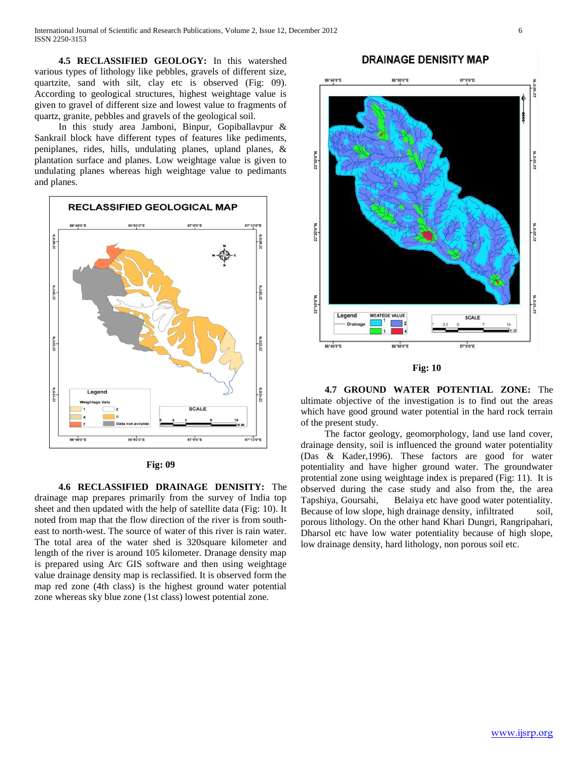**4.5 RECLASSIFIED GEOLOGY:** In this watershed various types of lithology like pebbles, gravels of different size, quartzite, sand with silt, clay etc is observed (Fig: 09). According to geological structures, highest weightage value is given to gravel of different size and lowest value to fragments of quartz, granite, pebbles and gravels of the geological soil.

In this study area Jamboni, Binpur, Gopiballavpur & Sankrail block have different types of features like pediments, peniplanes, rides, hills, undulating planes, upland planes, & plantation surface and planes. Low weightage value is given to undulating planes whereas high weightage value to pedimants and planes.

**Fig: 09**

**4.6 RECLASSIFIED DRAINAGE DENISITY:** The drainage map prepares primarily from the survey of India top sheet and then updated with the help of satellite data (Fig: 10). It noted from map that the flow direction of the river is from south-east to north-west. The source of water of this river is rain water. The total area of the water shed is 320square kilometer and length of the river is around 105 kilometer. Dranage density map is prepared using Arc GIS software and then using weightage value drainage density map is reclassified. It is observed form the map red zone (4th class) is the highest ground water potential zone whereas sky blue zone (1st class) lowest potential zone.

**Fig: 10**

**4.7 GROUND WATER POTENTIAL ZONE:** The ultimate objective of the investigation is to find out the areas which have good ground water potential in the hard rock terrain of the present study.

The factor geology, geomorphology, land use land cover, drainage density, soil is influenced the ground water potentiality (Das & Kader,1996). These factors are good for water potentiality and have higher ground water. The groundwater potential zone using weightage index is prepared (Fig: 11). It is observed during the case study and also from the, the area Tapshiya, Goursahi, Belaiya etc have good water potentiality. Because of low slope, high drainage density, infiltrated soil, porous lithology. On the other hand Khari Dungri, Rangripahari, Dharsol etc have low water potentiality because of high slope, low drainage density, hard lithology, non porous soil etc.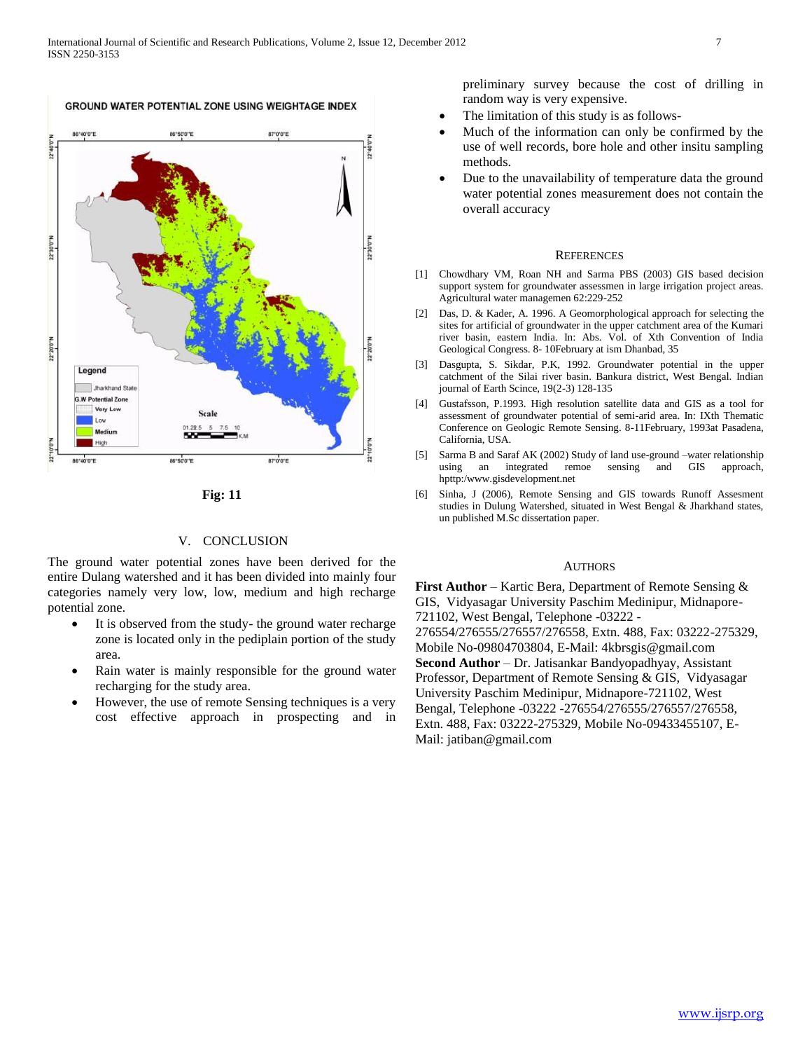GROUND WATER POTENTIAL ZONE USING WEIGHTAGE INDEX

86°40'0"E
86°50'0"E
87°0'0"E
22°40'0"N
22°30'0"N
22°20'0"N
22°10'0"N
N

Legend
Jharkhand State
G.W Potential Zone
Very Low
Low
Medium
High

Scale
0 1.25 2.5 5 7.5 10
K.M

Fig: 11

## V. CONCLUSION

The ground water potential zones have been derived for the entire Dulang watershed and it has been divided into mainly four categories namely very low, low, medium and high recharge potential zone.

- It is observed from the study- the ground water recharge zone is located only in the pediplain portion of the study area.
- Rain water is mainly responsible for the ground water recharging for the study area.
- However, the use of remote Sensing techniques is a very cost effective approach in prospecting and in preliminary survey because the cost of drilling in random way is very expensive.
- The limitation of this study is as follows-
- Much of the information can only be confirmed by the use of well records, bore hole and other insitu sampling methods.
- Due to the unavailability of temperature data the ground water potential zones measurement does not contain the overall accuracy

## REFERENCES

[1] Chowdhary VM, Roan NH and Sarma PBS (2003) GIS based decision support system for groundwater assessmen in large irrigation project areas. Agricultural water managemen 62:229-252

[2] Das, D. & Kader, A. 1996. A Geomorphological approach for selecting the sites for artificial of groundwater in the upper catchment area of the Kumari river basin, eastern India. In: Abs. Vol. of Xth Convention of India Geological Congress. 8- 10February at ism Dhanbad, 35

[3] Dasgupta, S. Sikdar, P.K, 1992. Groundwater potential in the upper catchment of the Silai river basin. Bankura district, West Bengal. Indian journal of Earth Scince, 19(2-3) 128-135

[4] Gustafsson, P.1993. High resolution satellite data and GIS as a tool for assessment of groundwater potential of semi-arid area. In: IXth Thematic Conference on Geologic Remote Sensing. 8-11February, 1993at Pasadena, California, USA.

[5] Sarma B and Saraf AK (2002) Study of land use-ground –water relationship using an integrated remoe sensing and GIS approach, hpttp:/www.gisdevelopment.net

[6] Sinha, J (2006), Remote Sensing and GIS towards Runoff Assesment studies in Dulung Watershed, situated in West Bengal & Jharkhand states, un published M.Sc dissertation paper.

## AUTHORS

**First Author** – Kartic Bera, Department of Remote Sensing & GIS, Vidyasagar University Paschim Medinipur, Midnapore-721102, West Bengal, Telephone -03222 -276554/276555/276557/276558, Extn. 488, Fax: 03222-275329, Mobile No-09804703804, E-Mail: 4kbrsgis@gmail.com

**Second Author** – Dr. Jatisankar Bandyopadhyay, Assistant Professor, Department of Remote Sensing & GIS, Vidyasagar University Paschim Medinipur, Midnapore-721102, West Bengal, Telephone -03222 -276554/276555/276557/276558, Extn. 488, Fax: 03222-275329, Mobile No-09433455107, E-Mail: jatiban@gmail.com